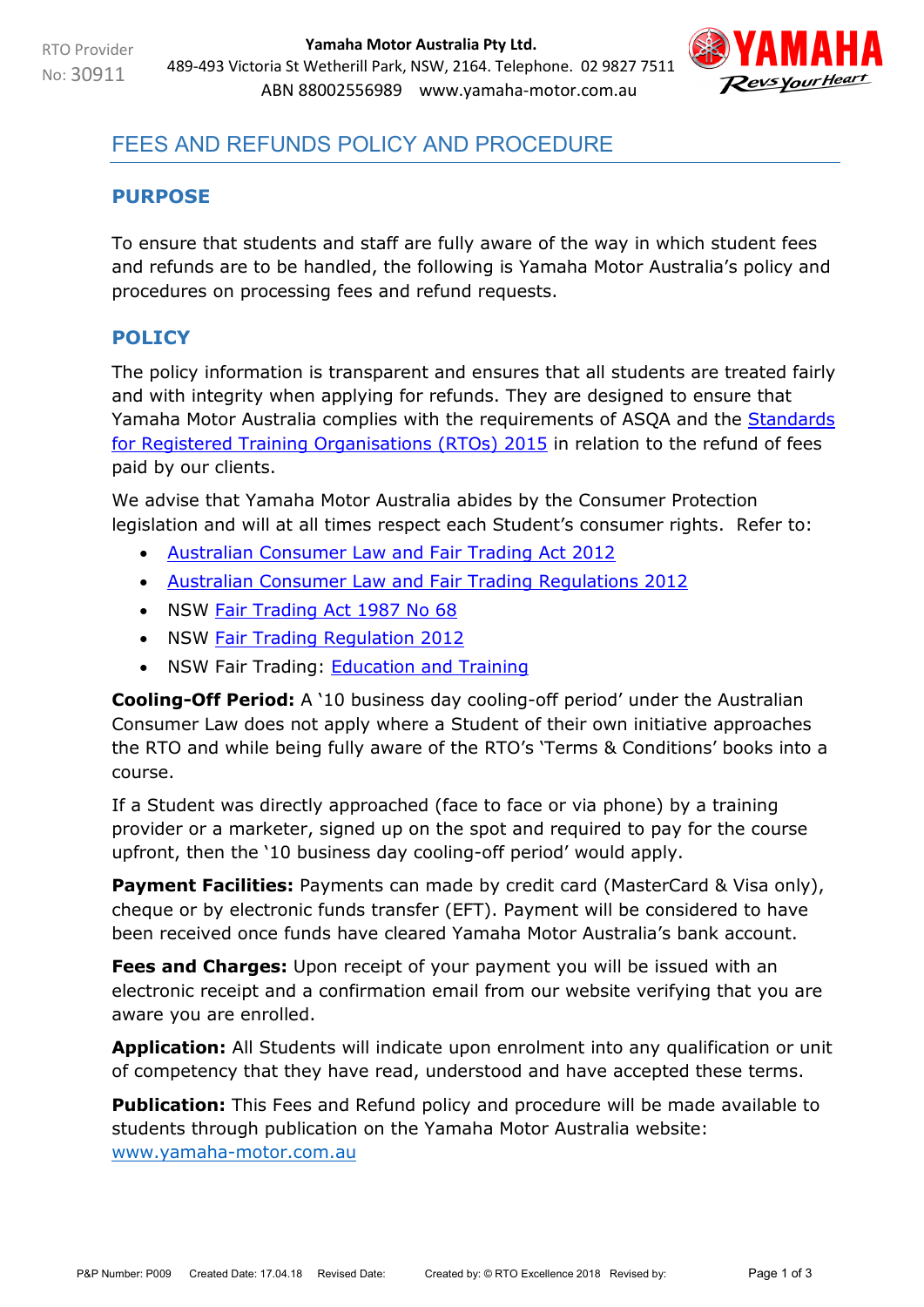RTO Provider No: 30911

**Yamaha Motor Australia Pty Ltd.**
489-493 Victoria St Wetherill Park, NSW, 2164. Telephone. 02 9827 7511
ABN 88002556989 www.yamaha-motor.com.au

# FEES AND REFUNDS POLICY AND PROCEDURE

## PURPOSE

To ensure that students and staff are fully aware of the way in which student fees and refunds are to be handled, the following is Yamaha Motor Australia's policy and procedures on processing fees and refund requests.

## POLICY

The policy information is transparent and ensures that all students are treated fairly and with integrity when applying for refunds. They are designed to ensure that Yamaha Motor Australia complies with the requirements of ASQA and the Standards for Registered Training Organisations (RTOs) 2015 in relation to the refund of fees paid by our clients.

We advise that Yamaha Motor Australia abides by the Consumer Protection legislation and will at all times respect each Student's consumer rights. Refer to:

- Australian Consumer Law and Fair Trading Act 2012
- Australian Consumer Law and Fair Trading Regulations 2012
- NSW Fair Trading Act 1987 No 68
- NSW Fair Trading Regulation 2012
- NSW Fair Trading: Education and Training

**Cooling-Off Period:** A '10 business day cooling-off period' under the Australian Consumer Law does not apply where a Student of their own initiative approaches the RTO and while being fully aware of the RTO's 'Terms & Conditions' books into a course.

If a Student was directly approached (face to face or via phone) by a training provider or a marketer, signed up on the spot and required to pay for the course upfront, then the '10 business day cooling-off period' would apply.

**Payment Facilities:** Payments can made by credit card (MasterCard & Visa only), cheque or by electronic funds transfer (EFT). Payment will be considered to have been received once funds have cleared Yamaha Motor Australia's bank account.

**Fees and Charges:** Upon receipt of your payment you will be issued with an electronic receipt and a confirmation email from our website verifying that you are aware you are enrolled.

**Application:** All Students will indicate upon enrolment into any qualification or unit of competency that they have read, understood and have accepted these terms.

**Publication:** This Fees and Refund policy and procedure will be made available to students through publication on the Yamaha Motor Australia website: www.yamaha-motor.com.au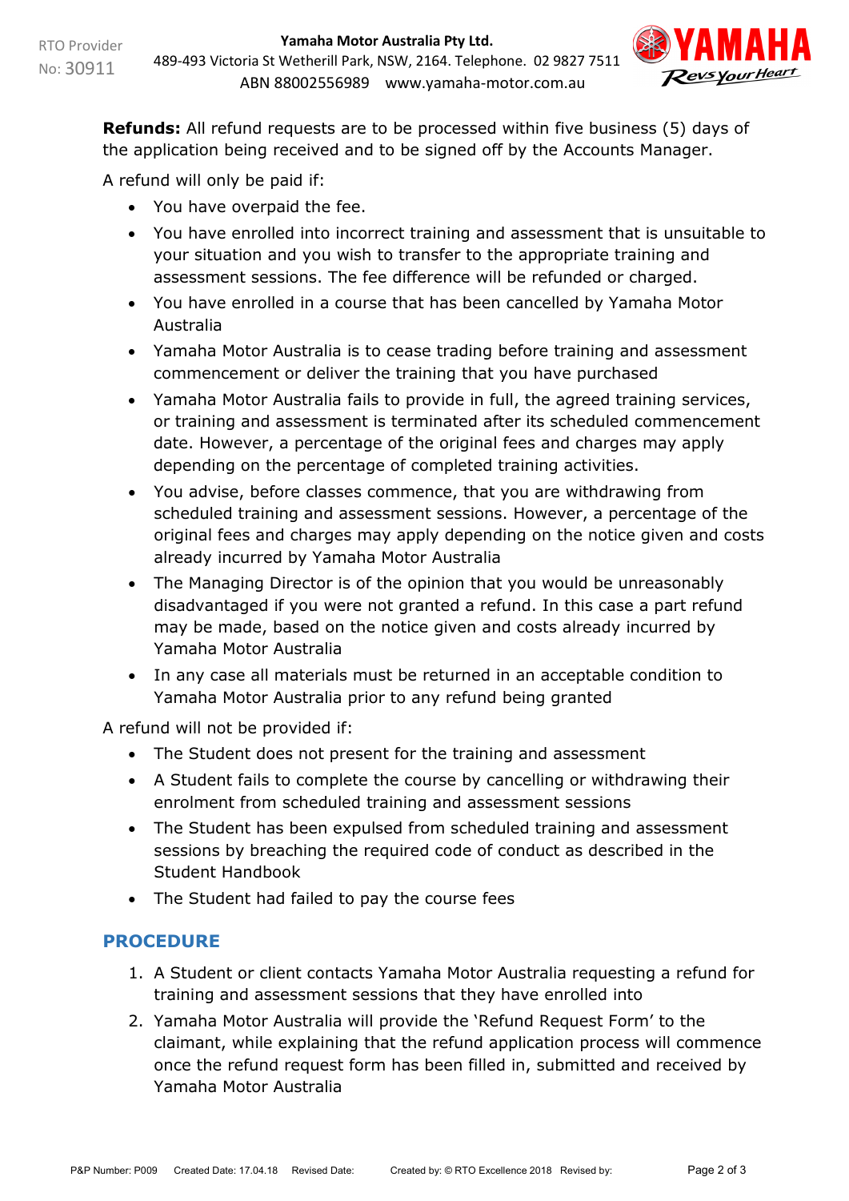**Refunds:** All refund requests are to be processed within five business (5) days of the application being received and to be signed off by the Accounts Manager.

A refund will only be paid if:

- You have overpaid the fee.
- You have enrolled into incorrect training and assessment that is unsuitable to your situation and you wish to transfer to the appropriate training and assessment sessions. The fee difference will be refunded or charged.
- You have enrolled in a course that has been cancelled by Yamaha Motor Australia
- Yamaha Motor Australia is to cease trading before training and assessment commencement or deliver the training that you have purchased
- Yamaha Motor Australia fails to provide in full, the agreed training services, or training and assessment is terminated after its scheduled commencement date. However, a percentage of the original fees and charges may apply depending on the percentage of completed training activities.
- You advise, before classes commence, that you are withdrawing from scheduled training and assessment sessions. However, a percentage of the original fees and charges may apply depending on the notice given and costs already incurred by Yamaha Motor Australia
- The Managing Director is of the opinion that you would be unreasonably disadvantaged if you were not granted a refund. In this case a part refund may be made, based on the notice given and costs already incurred by Yamaha Motor Australia
- In any case all materials must be returned in an acceptable condition to Yamaha Motor Australia prior to any refund being granted

A refund will not be provided if:

- The Student does not present for the training and assessment
- A Student fails to complete the course by cancelling or withdrawing their enrolment from scheduled training and assessment sessions
- The Student has been expulsed from scheduled training and assessment sessions by breaching the required code of conduct as described in the Student Handbook
- The Student had failed to pay the course fees

## PROCEDURE

1. A Student or client contacts Yamaha Motor Australia requesting a refund for training and assessment sessions that they have enrolled into
2. Yamaha Motor Australia will provide the 'Refund Request Form' to the claimant, while explaining that the refund application process will commence once the refund request form has been filled in, submitted and received by Yamaha Motor Australia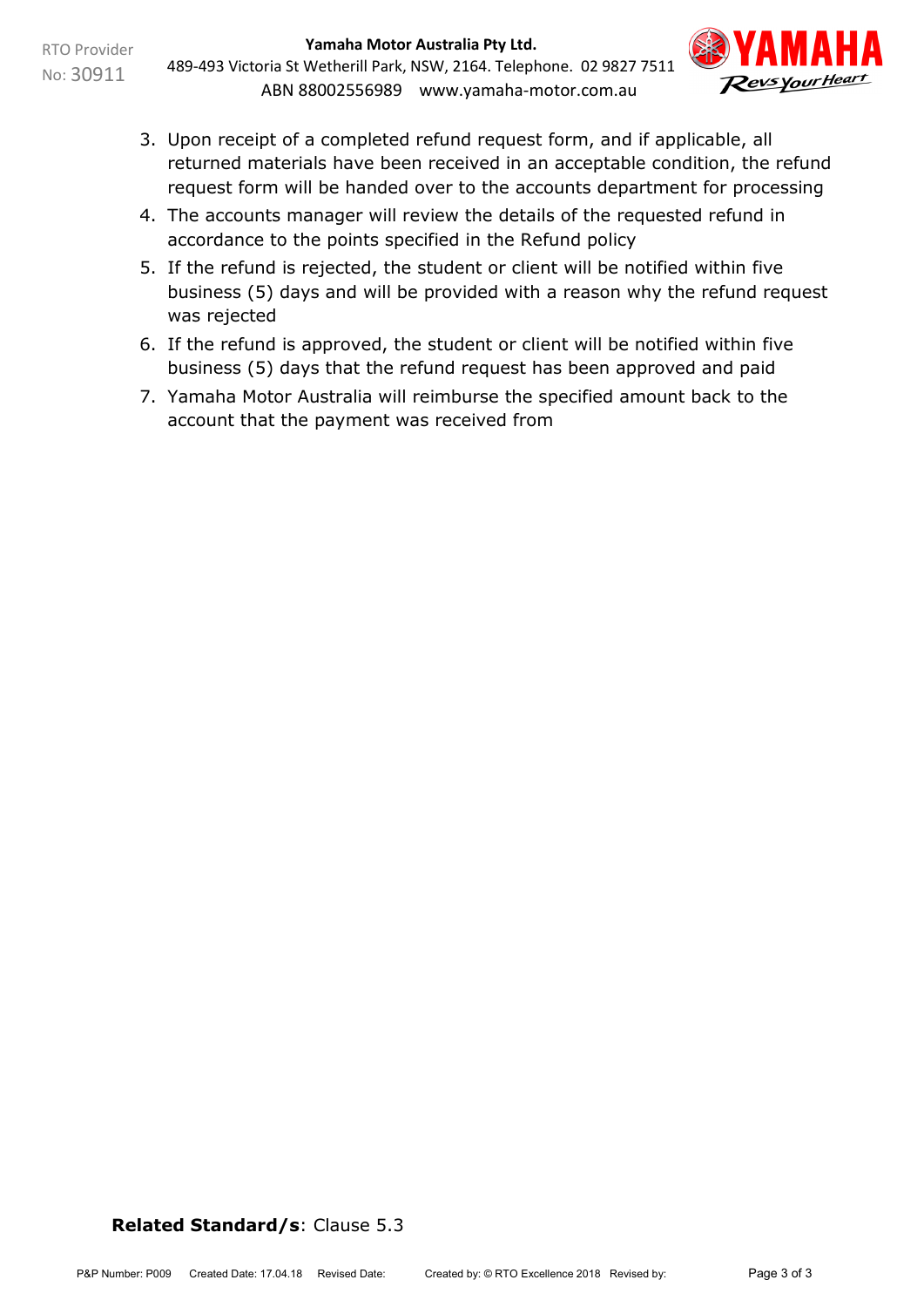3. Upon receipt of a completed refund request form, and if applicable, all returned materials have been received in an acceptable condition, the refund request form will be handed over to the accounts department for processing
4. The accounts manager will review the details of the requested refund in accordance to the points specified in the Refund policy
5. If the refund is rejected, the student or client will be notified within five business (5) days and will be provided with a reason why the refund request was rejected
6. If the refund is approved, the student or client will be notified within five business (5) days that the refund request has been approved and paid
7. Yamaha Motor Australia will reimburse the specified amount back to the account that the payment was received from

**Related Standard/s**: Clause 5.3